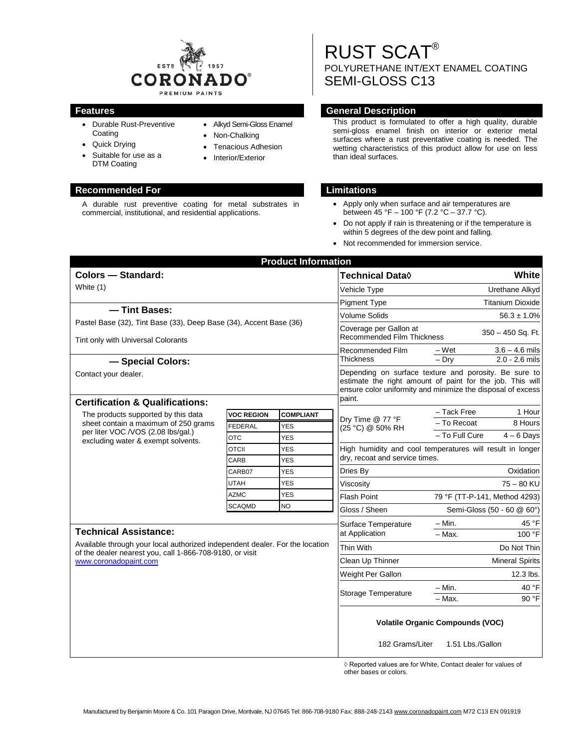ESTº 1957 CORONADO® PREMIUM PAINTS

# RUST SCAT®

## POLYURETHANE INT/EXT ENAMEL COATING
## SEMI-GLOSS C13

## Features

- Durable Rust-Preventive Coating
- Quick Drying
- Suitable for use as a DTM Coating
- Alkyd Semi-Gloss Enamel
- Non-Chalking
- Tenacious Adhesion
- Interior/Exterior

## General Description

This product is formulated to offer a high quality, durable semi-gloss enamel finish on interior or exterior metal surfaces where a rust preventative coating is needed. The wetting characteristics of this product allow for use on less than ideal surfaces.

## Recommended For

A durable rust preventive coating for metal substrates in commercial, institutional, and residential applications.

## Limitations

- Apply only when surface and air temperatures are between 45 °F – 100 °F (7.2 °C – 37.7 °C).
- Do not apply if rain is threatening or if the temperature is within 5 degrees of the dew point and falling.
- Not recommended for immersion service.

## Product Information

### Colors — Standard:

White (1)

### — Tint Bases:

Pastel Base (32), Tint Base (33), Deep Base (34), Accent Base (36)

Tint only with Universal Colorants

### — Special Colors:

Contact your dealer.

### Certification & Qualifications:

The products supported by this data sheet contain a maximum of 250 grams per liter VOC /VOS (2.08 lbs/gal.) excluding water & exempt solvents.

| VOC REGION | COMPLIANT |
|---|---|
| FEDERAL | YES |
| OTC | YES |
| OTCII | YES |
| CARB | YES |
| CARB07 | YES |
| UTAH | YES |
| AZMC | YES |
| SCAQMD | NO |

### Technical Assistance:

Available through your local authorized independent dealer. For the location of the dealer nearest you, call 1-866-708-9180, or visit www.coronadopaint.com

| Technical Data◊ | | White |
|---|---|---|
| Vehicle Type | | Urethane Alkyd |
| Pigment Type | | Titanium Dioxide |
| Volume Solids | | 56.3 ± 1.0% |
| Coverage per Gallon at Recommended Film Thickness | | 350 – 450 Sq. Ft. |
| Recommended Film Thickness | – Wet | 3.6 – 4.6 mils |
| | – Dry | 2.0 - 2.6 mils |

Depending on surface texture and porosity. Be sure to estimate the right amount of paint for the job. This will ensure color uniformity and minimize the disposal of excess paint.

| | | |
|---|---|---|
| Dry Time @ 77 °F (25 °C) @ 50% RH | – Tack Free | 1 Hour |
| | – To Recoat | 8 Hours |
| | – To Full Cure | 4 – 6 Days |

High humidity and cool temperatures will result in longer dry, recoat and service times.

| | | |
|---|---|---|
| Dries By | | Oxidation |
| Viscosity | | 75 – 80 KU |
| Flash Point | | 79 °F (TT-P-141, Method 4293) |
| Gloss / Sheen | | Semi-Gloss (50 - 60 @ 60°) |
| Surface Temperature at Application | – Min. | 45 °F |
| | – Max. | 100 °F |
| Thin With | | Do Not Thin |
| Clean Up Thinner | | Mineral Spirits |
| Weight Per Gallon | | 12.3 lbs. |
| Storage Temperature | – Min. | 40 °F |
| | – Max. | 90 °F |

**Volatile Organic Compounds (VOC)**

182 Grams/Liter 1.51 Lbs./Gallon

◊ Reported values are for White, Contact dealer for values of other bases or colors.

Manufactured by Benjamin Moore & Co. 101 Paragon Drive, Montvale, NJ 07645 Tel: 866-708-9180 Fax: 888-248-2143 www.coronadopaint.com M72 C13 EN 091919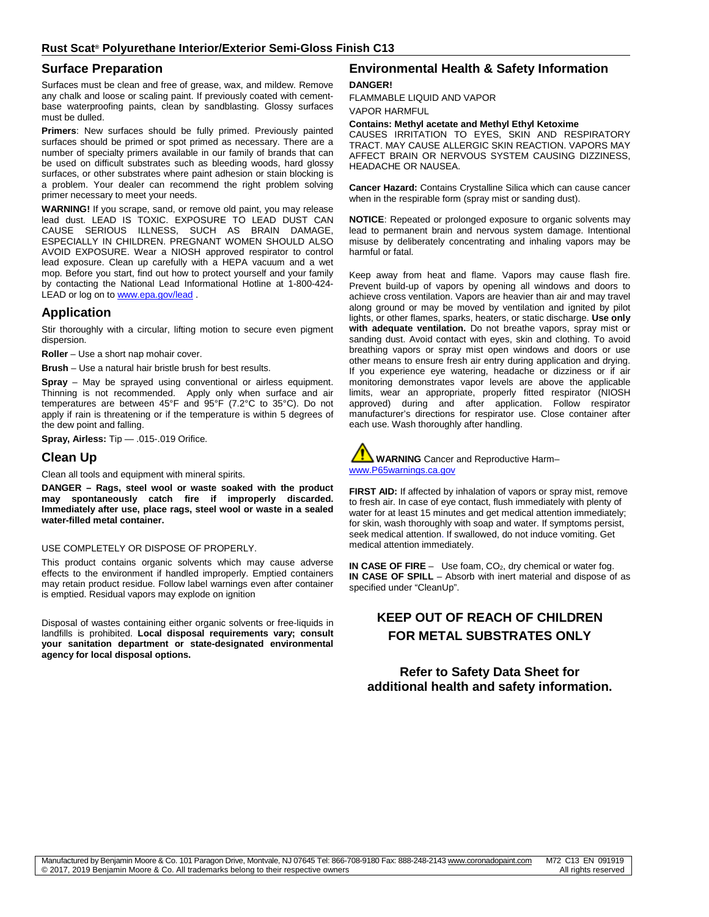# Rust Scat® Polyurethane Interior/Exterior Semi-Gloss Finish C13

## Surface Preparation

Surfaces must be clean and free of grease, wax, and mildew. Remove any chalk and loose or scaling paint. If previously coated with cement-base waterproofing paints, clean by sandblasting. Glossy surfaces must be dulled.

**Primers**: New surfaces should be fully primed. Previously painted surfaces should be primed or spot primed as necessary. There are a number of specialty primers available in our family of brands that can be used on difficult substrates such as bleeding woods, hard glossy surfaces, or other substrates where paint adhesion or stain blocking is a problem. Your dealer can recommend the right problem solving primer necessary to meet your needs.

**WARNING!** If you scrape, sand, or remove old paint, you may release lead dust. LEAD IS TOXIC. EXPOSURE TO LEAD DUST CAN CAUSE SERIOUS ILLNESS, SUCH AS BRAIN DAMAGE, ESPECIALLY IN CHILDREN. PREGNANT WOMEN SHOULD ALSO AVOID EXPOSURE. Wear a NIOSH approved respirator to control lead exposure. Clean up carefully with a HEPA vacuum and a wet mop. Before you start, find out how to protect yourself and your family by contacting the National Lead Informational Hotline at 1-800-424-LEAD or log on to www.epa.gov/lead .

## Application

Stir thoroughly with a circular, lifting motion to secure even pigment dispersion.

**Roller** – Use a short nap mohair cover.

**Brush** – Use a natural hair bristle brush for best results.

**Spray** – May be sprayed using conventional or airless equipment. Thinning is not recommended. Apply only when surface and air temperatures are between 45°F and 95°F (7.2°C to 35°C). Do not apply if rain is threatening or if the temperature is within 5 degrees of the dew point and falling.

**Spray, Airless:** Tip — .015-.019 Orifice.

## Clean Up

Clean all tools and equipment with mineral spirits.

**DANGER – Rags, steel wool or waste soaked with the product may spontaneously catch fire if improperly discarded. Immediately after use, place rags, steel wool or waste in a sealed water-filled metal container.**

USE COMPLETELY OR DISPOSE OF PROPERLY.

This product contains organic solvents which may cause adverse effects to the environment if handled improperly. Emptied containers may retain product residue. Follow label warnings even after container is emptied. Residual vapors may explode on ignition

Disposal of wastes containing either organic solvents or free-liquids in landfills is prohibited. **Local disposal requirements vary; consult your sanitation department or state-designated environmental agency for local disposal options.**

## Environmental Health & Safety Information

**DANGER!**

FLAMMABLE LIQUID AND VAPOR

VAPOR HARMFUL

**Contains: Methyl acetate and Methyl Ethyl Ketoxime**
CAUSES IRRITATION TO EYES, SKIN AND RESPIRATORY TRACT. MAY CAUSE ALLERGIC SKIN REACTION. VAPORS MAY AFFECT BRAIN OR NERVOUS SYSTEM CAUSING DIZZINESS, HEADACHE OR NAUSEA.

**Cancer Hazard:** Contains Crystalline Silica which can cause cancer when in the respirable form (spray mist or sanding dust).

**NOTICE**: Repeated or prolonged exposure to organic solvents may lead to permanent brain and nervous system damage. Intentional misuse by deliberately concentrating and inhaling vapors may be harmful or fatal.

Keep away from heat and flame. Vapors may cause flash fire. Prevent build-up of vapors by opening all windows and doors to achieve cross ventilation. Vapors are heavier than air and may travel along ground or may be moved by ventilation and ignited by pilot lights, or other flames, sparks, heaters, or static discharge. **Use only with adequate ventilation.** Do not breathe vapors, spray mist or sanding dust. Avoid contact with eyes, skin and clothing. To avoid breathing vapors or spray mist open windows and doors or use other means to ensure fresh air entry during application and drying. If you experience eye watering, headache or dizziness or if air monitoring demonstrates vapor levels are above the applicable limits, wear an appropriate, properly fitted respirator (NIOSH approved) during and after application. Follow respirator manufacturer's directions for respirator use. Close container after each use. Wash thoroughly after handling.

⚠ **WARNING** Cancer and Reproductive Harm– www.P65warnings.ca.gov

**FIRST AID:** If affected by inhalation of vapors or spray mist, remove to fresh air. In case of eye contact, flush immediately with plenty of water for at least 15 minutes and get medical attention immediately; for skin, wash thoroughly with soap and water. If symptoms persist, seek medical attention. If swallowed, do not induce vomiting. Get medical attention immediately.

**IN CASE OF FIRE** – Use foam, $CO_2$, dry chemical or water fog.
**IN CASE OF SPILL** – Absorb with inert material and dispose of as specified under "CleanUp".

**KEEP OUT OF REACH OF CHILDREN**
**FOR METAL SUBSTRATES ONLY**

**Refer to Safety Data Sheet for additional health and safety information.**

Manufactured by Benjamin Moore & Co. 101 Paragon Drive, Montvale, NJ 07645 Tel: 866-708-9180 Fax: 888-248-2143 www.coronadopaint.com M72 C13 EN 091919
© 2017, 2019 Benjamin Moore & Co. All trademarks belong to their respective owners All rights reserved